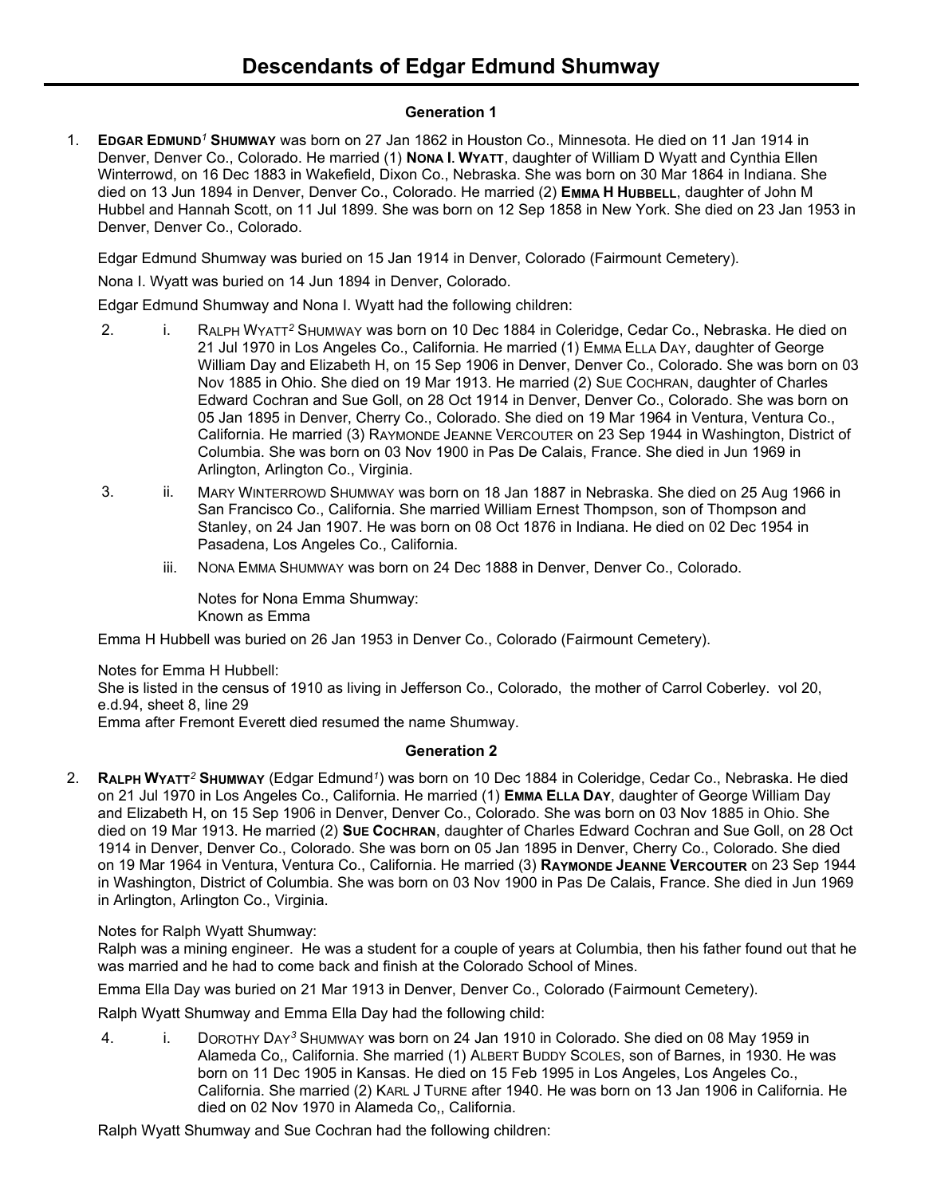# Descendants of Edgar Edmund Shumway

### Generation 1

1. **EDGAR EDMUND[1] SHUMWAY** was born on 27 Jan 1862 in Houston Co., Minnesota. He died on 11 Jan 1914 in Denver, Denver Co., Colorado. He married (1) **NONA I. WYATT**, daughter of William D Wyatt and Cynthia Ellen Winterrowd, on 16 Dec 1883 in Wakefield, Dixon Co., Nebraska. She was born on 30 Mar 1864 in Indiana. She died on 13 Jun 1894 in Denver, Denver Co., Colorado. He married (2) **EMMA H HUBBELL**, daughter of John M Hubbel and Hannah Scott, on 11 Jul 1899. She was born on 12 Sep 1858 in New York. She died on 23 Jan 1953 in Denver, Denver Co., Colorado.

   Edgar Edmund Shumway was buried on 15 Jan 1914 in Denver, Colorado (Fairmount Cemetery).

   Nona I. Wyatt was buried on 14 Jun 1894 in Denver, Colorado.

   Edgar Edmund Shumway and Nona I. Wyatt had the following children:

   2. i. RALPH WYATT[2] SHUMWAY was born on 10 Dec 1884 in Coleridge, Cedar Co., Nebraska. He died on 21 Jul 1970 in Los Angeles Co., California. He married (1) EMMA ELLA DAY, daughter of George William Day and Elizabeth H, on 15 Sep 1906 in Denver, Denver Co., Colorado. She was born on 03 Nov 1885 in Ohio. She died on 19 Mar 1913. He married (2) SUE COCHRAN, daughter of Charles Edward Cochran and Sue Goll, on 28 Oct 1914 in Denver, Denver Co., Colorado. She was born on 05 Jan 1895 in Denver, Cherry Co., Colorado. She died on 19 Mar 1964 in Ventura, Ventura Co., California. He married (3) RAYMONDE JEANNE VERCOUTER on 23 Sep 1944 in Washington, District of Columbia. She was born on 03 Nov 1900 in Pas De Calais, France. She died in Jun 1969 in Arlington, Arlington Co., Virginia.

   3. ii. MARY WINTERROWD SHUMWAY was born on 18 Jan 1887 in Nebraska. She died on 25 Aug 1966 in San Francisco Co., California. She married William Ernest Thompson, son of Thompson and Stanley, on 24 Jan 1907. He was born on 08 Oct 1876 in Indiana. He died on 02 Dec 1954 in Pasadena, Los Angeles Co., California.

   iii. NONA EMMA SHUMWAY was born on 24 Dec 1888 in Denver, Denver Co., Colorado.

      Notes for Nona Emma Shumway:
      Known as Emma

   Emma H Hubbell was buried on 26 Jan 1953 in Denver Co., Colorado (Fairmount Cemetery).

   Notes for Emma H Hubbell:
   She is listed in the census of 1910 as living in Jefferson Co., Colorado, the mother of Carrol Coberley. vol 20, e.d.94, sheet 8, line 29
   Emma after Fremont Everett died resumed the name Shumway.

### Generation 2

2. **RALPH WYATT[2] SHUMWAY** (Edgar Edmund[1]) was born on 10 Dec 1884 in Coleridge, Cedar Co., Nebraska. He died on 21 Jul 1970 in Los Angeles Co., California. He married (1) **EMMA ELLA DAY**, daughter of George William Day and Elizabeth H, on 15 Sep 1906 in Denver, Denver Co., Colorado. She was born on 03 Nov 1885 in Ohio. She died on 19 Mar 1913. He married (2) **SUE COCHRAN**, daughter of Charles Edward Cochran and Sue Goll, on 28 Oct 1914 in Denver, Denver Co., Colorado. She was born on 05 Jan 1895 in Denver, Cherry Co., Colorado. She died on 19 Mar 1964 in Ventura, Ventura Co., California. He married (3) **RAYMONDE JEANNE VERCOUTER** on 23 Sep 1944 in Washington, District of Columbia. She was born on 03 Nov 1900 in Pas De Calais, France. She died in Jun 1969 in Arlington, Arlington Co., Virginia.

   Notes for Ralph Wyatt Shumway:
   Ralph was a mining engineer. He was a student for a couple of years at Columbia, then his father found out that he was married and he had to come back and finish at the Colorado School of Mines.

   Emma Ella Day was buried on 21 Mar 1913 in Denver, Denver Co., Colorado (Fairmount Cemetery).

   Ralph Wyatt Shumway and Emma Ella Day had the following child:

   4. i. DOROTHY DAY[3] SHUMWAY was born on 24 Jan 1910 in Colorado. She died on 08 May 1959 in Alameda Co,, California. She married (1) ALBERT BUDDY SCOLES, son of Barnes, in 1930. He was born on 11 Dec 1905 in Kansas. He died on 15 Feb 1995 in Los Angeles, Los Angeles Co., California. She married (2) KARL J TURNE after 1940. He was born on 13 Jan 1906 in California. He died on 02 Nov 1970 in Alameda Co,, California.

   Ralph Wyatt Shumway and Sue Cochran had the following children: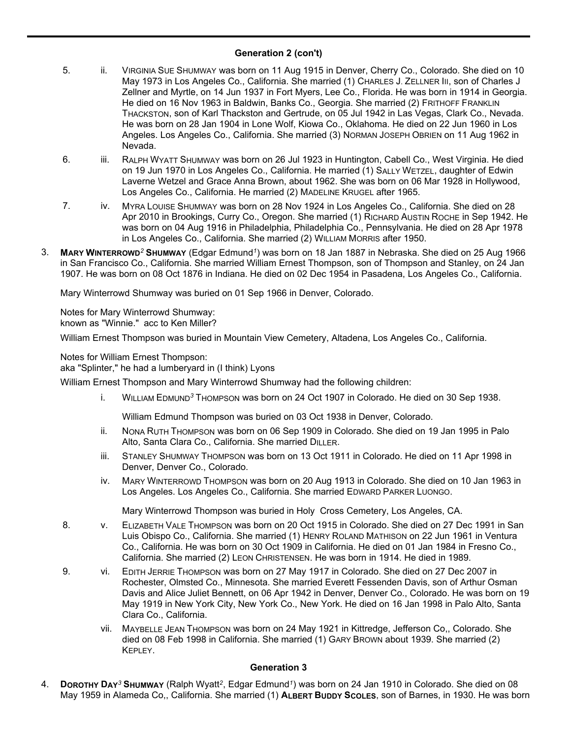## Generation 2 (con't)

5. ii. Virginia Sue Shumway was born on 11 Aug 1915 in Denver, Cherry Co., Colorado. She died on 10 May 1973 in Los Angeles Co., California. She married (1) Charles J. Zellner III, son of Charles J Zellner and Myrtle, on 14 Jun 1937 in Fort Myers, Lee Co., Florida. He was born in 1914 in Georgia. He died on 16 Nov 1963 in Baldwin, Banks Co., Georgia. She married (2) Frithoff Franklin Thackston, son of Karl Thackston and Gertrude, on 05 Jul 1942 in Las Vegas, Clark Co., Nevada. He was born on 28 Jan 1904 in Lone Wolf, Kiowa Co., Oklahoma. He died on 22 Jun 1960 in Los Angeles. Los Angeles Co., California. She married (3) Norman Joseph Obrien on 11 Aug 1962 in Nevada.

6. iii. Ralph Wyatt Shumway was born on 26 Jul 1923 in Huntington, Cabell Co., West Virginia. He died on 19 Jun 1970 in Los Angeles Co., California. He married (1) Sally Wetzel, daughter of Edwin Laverne Wetzel and Grace Anna Brown, about 1962. She was born on 06 Mar 1928 in Hollywood, Los Angeles Co., California. He married (2) Madeline Krugel after 1965.

7. iv. Myra Louise Shumway was born on 28 Nov 1924 in Los Angeles Co., California. She died on 28 Apr 2010 in Brookings, Curry Co., Oregon. She married (1) Richard Austin Roche in Sep 1942. He was born on 04 Aug 1916 in Philadelphia, Philadelphia Co., Pennsylvania. He died on 28 Apr 1978 in Los Angeles Co., California. She married (2) William Morris after 1950.

3. **Mary Winterrowd[2] Shumway** (Edgar Edmund[1]) was born on 18 Jan 1887 in Nebraska. She died on 25 Aug 1966 in San Francisco Co., California. She married William Ernest Thompson, son of Thompson and Stanley, on 24 Jan 1907. He was born on 08 Oct 1876 in Indiana. He died on 02 Dec 1954 in Pasadena, Los Angeles Co., California.

Mary Winterrowd Shumway was buried on 01 Sep 1966 in Denver, Colorado.

Notes for Mary Winterrowd Shumway:
known as "Winnie." acc to Ken Miller?

William Ernest Thompson was buried in Mountain View Cemetery, Altadena, Los Angeles Co., California.

Notes for William Ernest Thompson:
aka "Splinter," he had a lumberyard in (I think) Lyons

William Ernest Thompson and Mary Winterrowd Shumway had the following children:

i. William Edmund[3] Thompson was born on 24 Oct 1907 in Colorado. He died on 30 Sep 1938.

William Edmund Thompson was buried on 03 Oct 1938 in Denver, Colorado.

ii. Nona Ruth Thompson was born on 06 Sep 1909 in Colorado. She died on 19 Jan 1995 in Palo Alto, Santa Clara Co., California. She married Diller.

iii. Stanley Shumway Thompson was born on 13 Oct 1911 in Colorado. He died on 11 Apr 1998 in Denver, Denver Co., Colorado.

iv. Mary Winterrowd Thompson was born on 20 Aug 1913 in Colorado. She died on 10 Jan 1963 in Los Angeles. Los Angeles Co., California. She married Edward Parker Luongo.

Mary Winterrowd Thompson was buried in Holy Cross Cemetery, Los Angeles, CA.

8. v. Elizabeth Vale Thompson was born on 20 Oct 1915 in Colorado. She died on 27 Dec 1991 in San Luis Obispo Co., California. She married (1) Henry Roland Mathison on 22 Jun 1961 in Ventura Co., California. He was born on 30 Oct 1909 in California. He died on 01 Jan 1984 in Fresno Co., California. She married (2) Leon Christensen. He was born in 1914. He died in 1989.

9. vi. Edith Jerrie Thompson was born on 27 May 1917 in Colorado. She died on 27 Dec 2007 in Rochester, Olmsted Co., Minnesota. She married Everett Fessenden Davis, son of Arthur Osman Davis and Alice Juliet Bennett, on 06 Apr 1942 in Denver, Denver Co., Colorado. He was born on 19 May 1919 in New York City, New York Co., New York. He died on 16 Jan 1998 in Palo Alto, Santa Clara Co., California.

vii. Maybelle Jean Thompson was born on 24 May 1921 in Kittredge, Jefferson Co,, Colorado. She died on 08 Feb 1998 in California. She married (1) Gary Brown about 1939. She married (2) Kepley.

## Generation 3

4. **Dorothy Day[3] Shumway** (Ralph Wyatt[2], Edgar Edmund[1]) was born on 24 Jan 1910 in Colorado. She died on 08 May 1959 in Alameda Co,, California. She married (1) **Albert Buddy Scoles**, son of Barnes, in 1930. He was born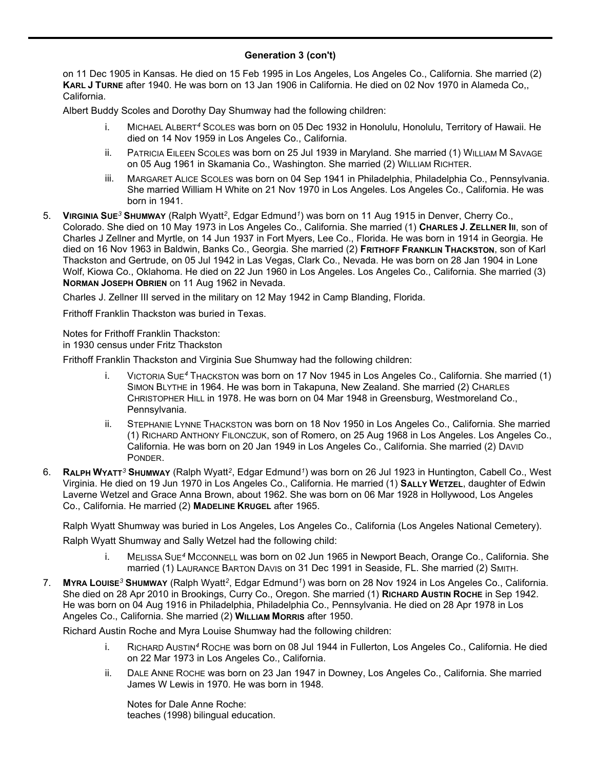## Generation 3 (con't)

on 11 Dec 1905 in Kansas. He died on 15 Feb 1995 in Los Angeles, Los Angeles Co., California. She married (2) **KARL J TURNE** after 1940. He was born on 13 Jan 1906 in California. He died on 02 Nov 1970 in Alameda Co,, California.

Albert Buddy Scoles and Dorothy Day Shumway had the following children:

- i. MICHAEL ALBERT[4] SCOLES was born on 05 Dec 1932 in Honolulu, Honolulu, Territory of Hawaii. He died on 14 Nov 1959 in Los Angeles Co., California.
- ii. PATRICIA EILEEN SCOLES was born on 25 Jul 1939 in Maryland. She married (1) WILLIAM M SAVAGE on 05 Aug 1961 in Skamania Co., Washington. She married (2) WILLIAM RICHTER.
- iii. MARGARET ALICE SCOLES was born on 04 Sep 1941 in Philadelphia, Philadelphia Co., Pennsylvania. She married William H White on 21 Nov 1970 in Los Angeles. Los Angeles Co., California. He was born in 1941.

5. **VIRGINIA SUE[3] SHUMWAY** (Ralph Wyatt[2], Edgar Edmund[1]) was born on 11 Aug 1915 in Denver, Cherry Co., Colorado. She died on 10 May 1973 in Los Angeles Co., California. She married (1) **CHARLES J. ZELLNER III**, son of Charles J Zellner and Myrtle, on 14 Jun 1937 in Fort Myers, Lee Co., Florida. He was born in 1914 in Georgia. He died on 16 Nov 1963 in Baldwin, Banks Co., Georgia. She married (2) **FRITHOFF FRANKLIN THACKSTON**, son of Karl Thackston and Gertrude, on 05 Jul 1942 in Las Vegas, Clark Co., Nevada. He was born on 28 Jan 1904 in Lone Wolf, Kiowa Co., Oklahoma. He died on 22 Jun 1960 in Los Angeles. Los Angeles Co., California. She married (3) **NORMAN JOSEPH OBRIEN** on 11 Aug 1962 in Nevada.

   Charles J. Zellner III served in the military on 12 May 1942 in Camp Blanding, Florida.

   Frithoff Franklin Thackston was buried in Texas.

   Notes for Frithoff Franklin Thackston:
   in 1930 census under Fritz Thackston

   Frithoff Franklin Thackston and Virginia Sue Shumway had the following children:

   - i. VICTORIA SUE[4] THACKSTON was born on 17 Nov 1945 in Los Angeles Co., California. She married (1) SIMON BLYTHE in 1964. He was born in Takapuna, New Zealand. She married (2) CHARLES CHRISTOPHER HILL in 1978. He was born on 04 Mar 1948 in Greensburg, Westmoreland Co., Pennsylvania.
   - ii. STEPHANIE LYNNE THACKSTON was born on 18 Nov 1950 in Los Angeles Co., California. She married (1) RICHARD ANTHONY FILONCZUK, son of Romero, on 25 Aug 1968 in Los Angeles. Los Angeles Co., California. He was born on 20 Jan 1949 in Los Angeles Co., California. She married (2) DAVID PONDER.

6. **RALPH WYATT[3] SHUMWAY** (Ralph Wyatt[2], Edgar Edmund[1]) was born on 26 Jul 1923 in Huntington, Cabell Co., West Virginia. He died on 19 Jun 1970 in Los Angeles Co., California. He married (1) **SALLY WETZEL**, daughter of Edwin Laverne Wetzel and Grace Anna Brown, about 1962. She was born on 06 Mar 1928 in Hollywood, Los Angeles Co., California. He married (2) **MADELINE KRUGEL** after 1965.

   Ralph Wyatt Shumway was buried in Los Angeles, Los Angeles Co., California (Los Angeles National Cemetery).

   Ralph Wyatt Shumway and Sally Wetzel had the following child:

   - i. MELISSA SUE[4] MCCONNELL was born on 02 Jun 1965 in Newport Beach, Orange Co., California. She married (1) LAURANCE BARTON DAVIS on 31 Dec 1991 in Seaside, FL. She married (2) SMITH.

7. **MYRA LOUISE[3] SHUMWAY** (Ralph Wyatt[2], Edgar Edmund[1]) was born on 28 Nov 1924 in Los Angeles Co., California. She died on 28 Apr 2010 in Brookings, Curry Co., Oregon. She married (1) **RICHARD AUSTIN ROCHE** in Sep 1942. He was born on 04 Aug 1916 in Philadelphia, Philadelphia Co., Pennsylvania. He died on 28 Apr 1978 in Los Angeles Co., California. She married (2) **WILLIAM MORRIS** after 1950.

   Richard Austin Roche and Myra Louise Shumway had the following children:

   - i. RICHARD AUSTIN[4] ROCHE was born on 08 Jul 1944 in Fullerton, Los Angeles Co., California. He died on 22 Mar 1973 in Los Angeles Co., California.
   - ii. DALE ANNE ROCHE was born on 23 Jan 1947 in Downey, Los Angeles Co., California. She married James W Lewis in 1970. He was born in 1948.

     Notes for Dale Anne Roche:
     teaches (1998) bilingual education.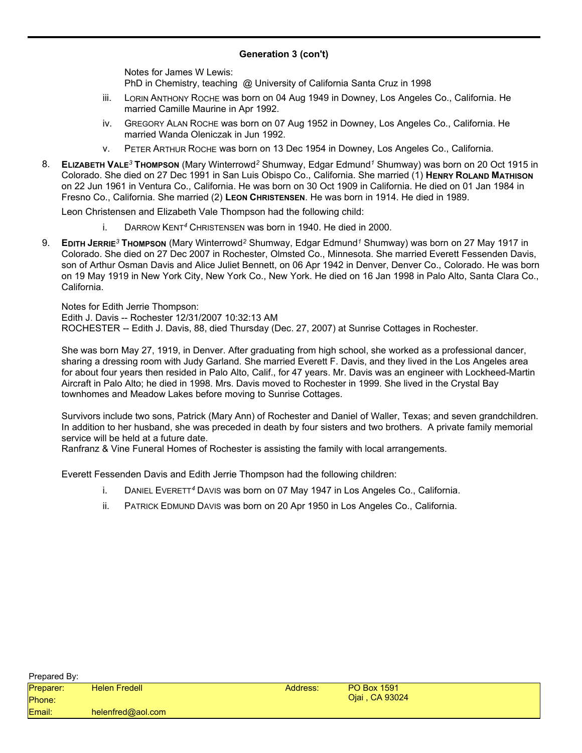## Generation 3 (con't)

Notes for James W Lewis:
PhD in Chemistry, teaching @ University of California Santa Cruz in 1998

iii. LORIN ANTHONY ROCHE was born on 04 Aug 1949 in Downey, Los Angeles Co., California. He married Camille Maurine in Apr 1992.

iv. GREGORY ALAN ROCHE was born on 07 Aug 1952 in Downey, Los Angeles Co., California. He married Wanda Oleniczak in Jun 1992.

v. PETER ARTHUR ROCHE was born on 13 Dec 1954 in Downey, Los Angeles Co., California.

8. **ELIZABETH VALE[3] THOMPSON** (Mary Winterrowd[2] Shumway, Edgar Edmund[1] Shumway) was born on 20 Oct 1915 in Colorado. She died on 27 Dec 1991 in San Luis Obispo Co., California. She married (1) **HENRY ROLAND MATHISON** on 22 Jun 1961 in Ventura Co., California. He was born on 30 Oct 1909 in California. He died on 01 Jan 1984 in Fresno Co., California. She married (2) **LEON CHRISTENSEN**. He was born in 1914. He died in 1989.

Leon Christensen and Elizabeth Vale Thompson had the following child:

i. DARROW KENT[4] CHRISTENSEN was born in 1940. He died in 2000.

9. **EDITH JERRIE[3] THOMPSON** (Mary Winterrowd[2] Shumway, Edgar Edmund[1] Shumway) was born on 27 May 1917 in Colorado. She died on 27 Dec 2007 in Rochester, Olmsted Co., Minnesota. She married Everett Fessenden Davis, son of Arthur Osman Davis and Alice Juliet Bennett, on 06 Apr 1942 in Denver, Denver Co., Colorado. He was born on 19 May 1919 in New York City, New York Co., New York. He died on 16 Jan 1998 in Palo Alto, Santa Clara Co., California.

Notes for Edith Jerrie Thompson:
Edith J. Davis -- Rochester 12/31/2007 10:32:13 AM
ROCHESTER -- Edith J. Davis, 88, died Thursday (Dec. 27, 2007) at Sunrise Cottages in Rochester.

She was born May 27, 1919, in Denver. After graduating from high school, she worked as a professional dancer, sharing a dressing room with Judy Garland. She married Everett F. Davis, and they lived in the Los Angeles area for about four years then resided in Palo Alto, Calif., for 47 years. Mr. Davis was an engineer with Lockheed-Martin Aircraft in Palo Alto; he died in 1998. Mrs. Davis moved to Rochester in 1999. She lived in the Crystal Bay townhomes and Meadow Lakes before moving to Sunrise Cottages.

Survivors include two sons, Patrick (Mary Ann) of Rochester and Daniel of Waller, Texas; and seven grandchildren. In addition to her husband, she was preceded in death by four sisters and two brothers. A private family memorial service will be held at a future date.
Ranfranz & Vine Funeral Homes of Rochester is assisting the family with local arrangements.

Everett Fessenden Davis and Edith Jerrie Thompson had the following children:

i. DANIEL EVERETT[4] DAVIS was born on 07 May 1947 in Los Angeles Co., California.

ii. PATRICK EDMUND DAVIS was born on 20 Apr 1950 in Los Angeles Co., California.

Prepared By:

| | | | |
|---|---|---|---|
| Preparer: | Helen Fredell | Address: | PO Box 1591<br>Ojai , CA 93024 |
| Phone: | | | |
| Email: | helenfred@aol.com | | |